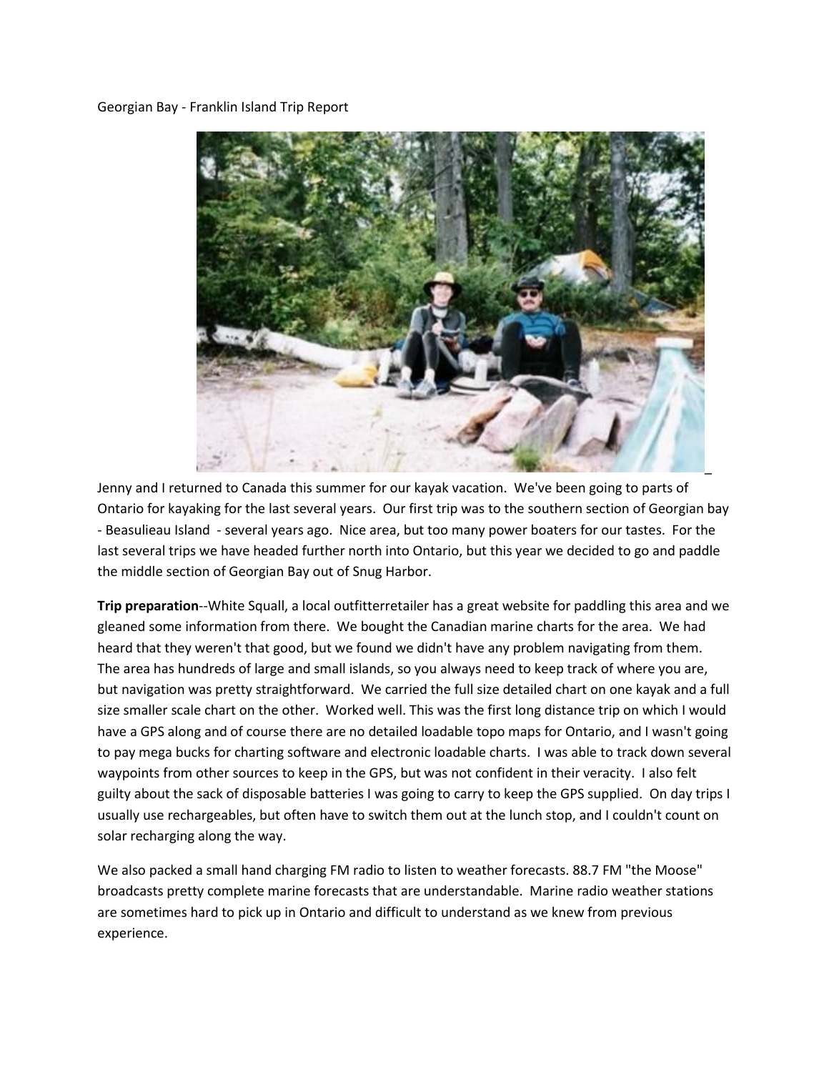Georgian Bay - Franklin Island Trip Report

Jenny and I returned to Canada this summer for our kayak vacation. We've been going to parts of Ontario for kayaking for the last several years. Our first trip was to the southern section of Georgian bay - Beasulieau Island - several years ago. Nice area, but too many power boaters for our tastes. For the last several trips we have headed further north into Ontario, but this year we decided to go and paddle the middle section of Georgian Bay out of Snug Harbor.

**Trip preparation**--White Squall, a local outfitterretailer has a great website for paddling this area and we gleaned some information from there. We bought the Canadian marine charts for the area. We had heard that they weren't that good, but we found we didn't have any problem navigating from them. The area has hundreds of large and small islands, so you always need to keep track of where you are, but navigation was pretty straightforward. We carried the full size detailed chart on one kayak and a full size smaller scale chart on the other. Worked well. This was the first long distance trip on which I would have a GPS along and of course there are no detailed loadable topo maps for Ontario, and I wasn't going to pay mega bucks for charting software and electronic loadable charts. I was able to track down several waypoints from other sources to keep in the GPS, but was not confident in their veracity. I also felt guilty about the sack of disposable batteries I was going to carry to keep the GPS supplied. On day trips I usually use rechargeables, but often have to switch them out at the lunch stop, and I couldn't count on solar recharging along the way.

We also packed a small hand charging FM radio to listen to weather forecasts. 88.7 FM "the Moose" broadcasts pretty complete marine forecasts that are understandable. Marine radio weather stations are sometimes hard to pick up in Ontario and difficult to understand as we knew from previous experience.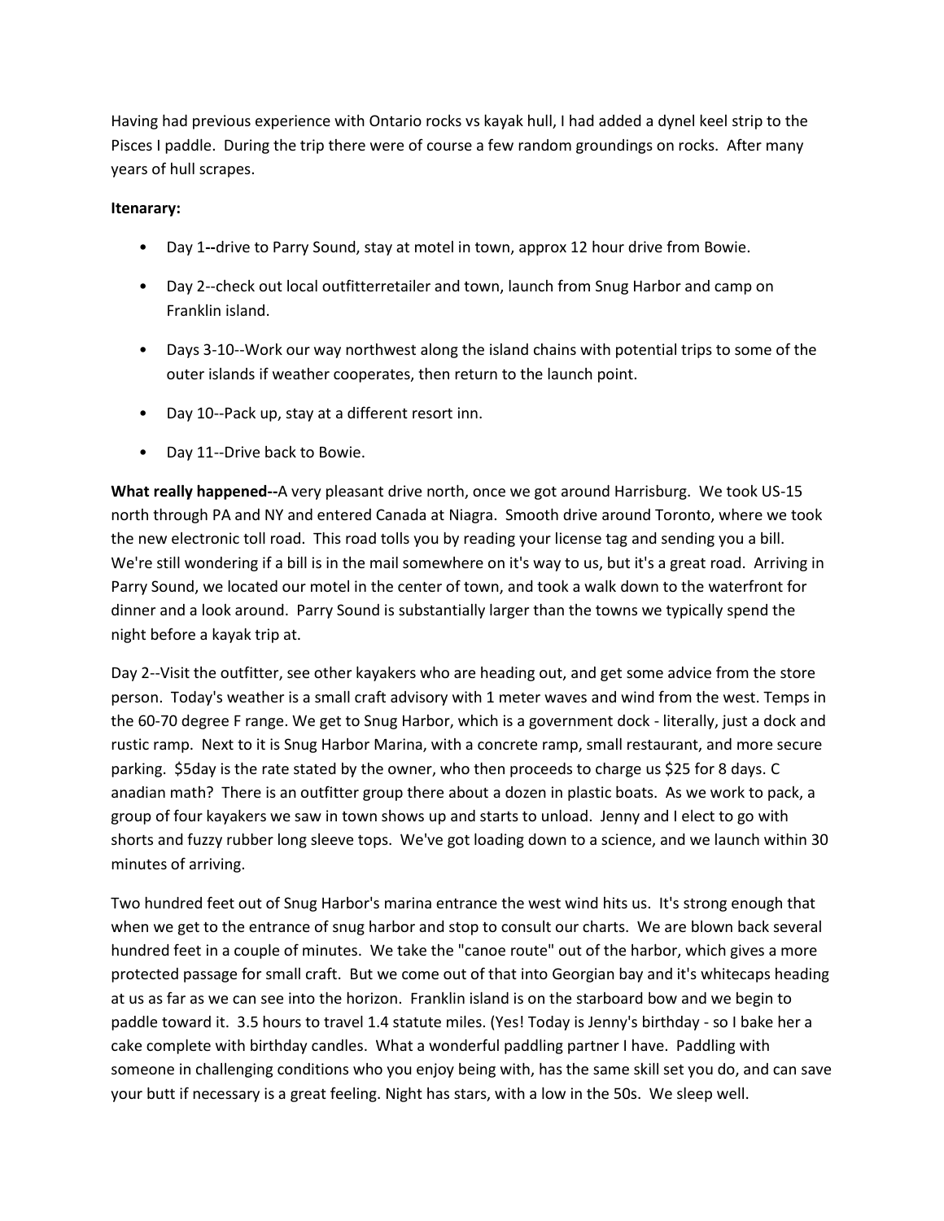Having had previous experience with Ontario rocks vs kayak hull, I had added a dynel keel strip to the Pisces I paddle. During the trip there were of course a few random groundings on rocks. After many years of hull scrapes.

**Itenarary:**

- Day 1**--**drive to Parry Sound, stay at motel in town, approx 12 hour drive from Bowie.
- Day 2--check out local outfitterretailer and town, launch from Snug Harbor and camp on Franklin island.
- Days 3-10--Work our way northwest along the island chains with potential trips to some of the outer islands if weather cooperates, then return to the launch point.
- Day 10--Pack up, stay at a different resort inn.
- Day 11--Drive back to Bowie.

**What really happened--**A very pleasant drive north, once we got around Harrisburg. We took US-15 north through PA and NY and entered Canada at Niagra. Smooth drive around Toronto, where we took the new electronic toll road. This road tolls you by reading your license tag and sending you a bill. We're still wondering if a bill is in the mail somewhere on it's way to us, but it's a great road. Arriving in Parry Sound, we located our motel in the center of town, and took a walk down to the waterfront for dinner and a look around. Parry Sound is substantially larger than the towns we typically spend the night before a kayak trip at.

Day 2--Visit the outfitter, see other kayakers who are heading out, and get some advice from the store person. Today's weather is a small craft advisory with 1 meter waves and wind from the west. Temps in the 60-70 degree F range. We get to Snug Harbor, which is a government dock - literally, just a dock and rustic ramp. Next to it is Snug Harbor Marina, with a concrete ramp, small restaurant, and more secure parking. $5day is the rate stated by the owner, who then proceeds to charge us $25 for 8 days. C anadian math? There is an outfitter group there about a dozen in plastic boats. As we work to pack, a group of four kayakers we saw in town shows up and starts to unload. Jenny and I elect to go with shorts and fuzzy rubber long sleeve tops. We've got loading down to a science, and we launch within 30 minutes of arriving.

Two hundred feet out of Snug Harbor's marina entrance the west wind hits us. It's strong enough that when we get to the entrance of snug harbor and stop to consult our charts. We are blown back several hundred feet in a couple of minutes. We take the "canoe route" out of the harbor, which gives a more protected passage for small craft. But we come out of that into Georgian bay and it's whitecaps heading at us as far as we can see into the horizon. Franklin island is on the starboard bow and we begin to paddle toward it. 3.5 hours to travel 1.4 statute miles. (Yes! Today is Jenny's birthday - so I bake her a cake complete with birthday candles. What a wonderful paddling partner I have. Paddling with someone in challenging conditions who you enjoy being with, has the same skill set you do, and can save your butt if necessary is a great feeling. Night has stars, with a low in the 50s. We sleep well.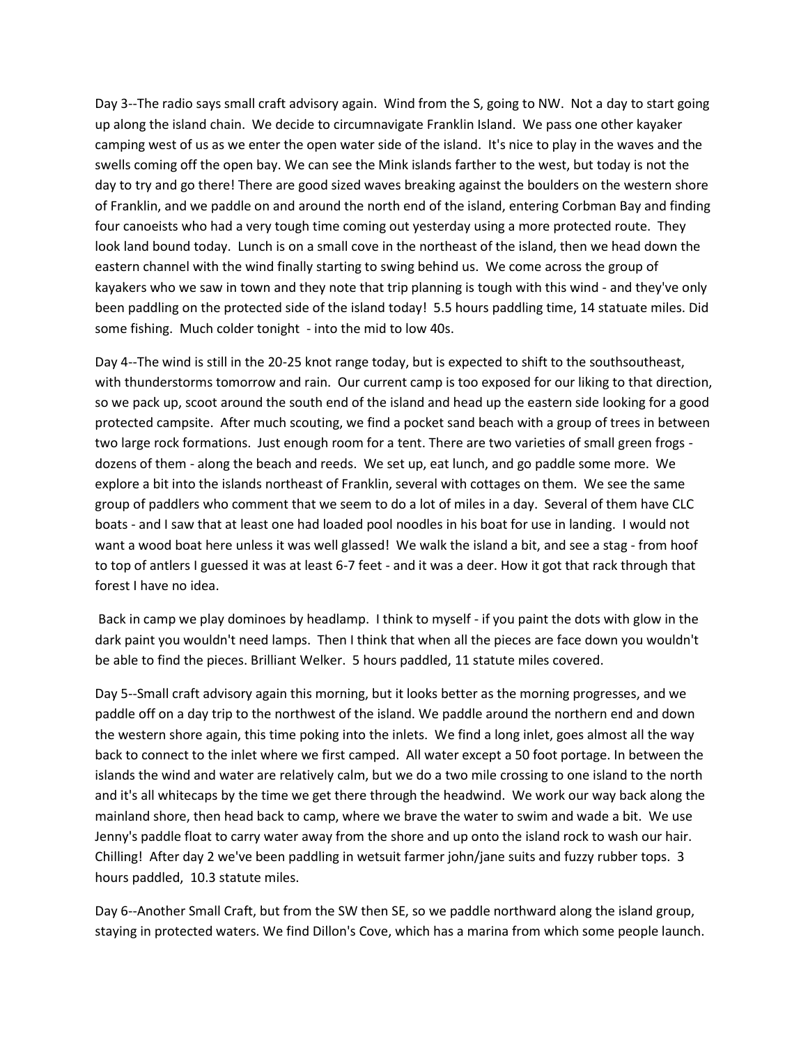Day 3--The radio says small craft advisory again. Wind from the S, going to NW. Not a day to start going up along the island chain. We decide to circumnavigate Franklin Island. We pass one other kayaker camping west of us as we enter the open water side of the island. It's nice to play in the waves and the swells coming off the open bay. We can see the Mink islands farther to the west, but today is not the day to try and go there! There are good sized waves breaking against the boulders on the western shore of Franklin, and we paddle on and around the north end of the island, entering Corbman Bay and finding four canoeists who had a very tough time coming out yesterday using a more protected route. They look land bound today. Lunch is on a small cove in the northeast of the island, then we head down the eastern channel with the wind finally starting to swing behind us. We come across the group of kayakers who we saw in town and they note that trip planning is tough with this wind - and they've only been paddling on the protected side of the island today! 5.5 hours paddling time, 14 statuate miles. Did some fishing. Much colder tonight - into the mid to low 40s.

Day 4--The wind is still in the 20-25 knot range today, but is expected to shift to the southsoutheast, with thunderstorms tomorrow and rain. Our current camp is too exposed for our liking to that direction, so we pack up, scoot around the south end of the island and head up the eastern side looking for a good protected campsite. After much scouting, we find a pocket sand beach with a group of trees in between two large rock formations. Just enough room for a tent. There are two varieties of small green frogs - dozens of them - along the beach and reeds. We set up, eat lunch, and go paddle some more. We explore a bit into the islands northeast of Franklin, several with cottages on them. We see the same group of paddlers who comment that we seem to do a lot of miles in a day. Several of them have CLC boats - and I saw that at least one had loaded pool noodles in his boat for use in landing. I would not want a wood boat here unless it was well glassed! We walk the island a bit, and see a stag - from hoof to top of antlers I guessed it was at least 6-7 feet - and it was a deer. How it got that rack through that forest I have no idea.

Back in camp we play dominoes by headlamp. I think to myself - if you paint the dots with glow in the dark paint you wouldn't need lamps. Then I think that when all the pieces are face down you wouldn't be able to find the pieces. Brilliant Welker. 5 hours paddled, 11 statute miles covered.

Day 5--Small craft advisory again this morning, but it looks better as the morning progresses, and we paddle off on a day trip to the northwest of the island. We paddle around the northern end and down the western shore again, this time poking into the inlets. We find a long inlet, goes almost all the way back to connect to the inlet where we first camped. All water except a 50 foot portage. In between the islands the wind and water are relatively calm, but we do a two mile crossing to one island to the north and it's all whitecaps by the time we get there through the headwind. We work our way back along the mainland shore, then head back to camp, where we brave the water to swim and wade a bit. We use Jenny's paddle float to carry water away from the shore and up onto the island rock to wash our hair. Chilling! After day 2 we've been paddling in wetsuit farmer john/jane suits and fuzzy rubber tops. 3 hours paddled, 10.3 statute miles.

Day 6--Another Small Craft, but from the SW then SE, so we paddle northward along the island group, staying in protected waters. We find Dillon's Cove, which has a marina from which some people launch.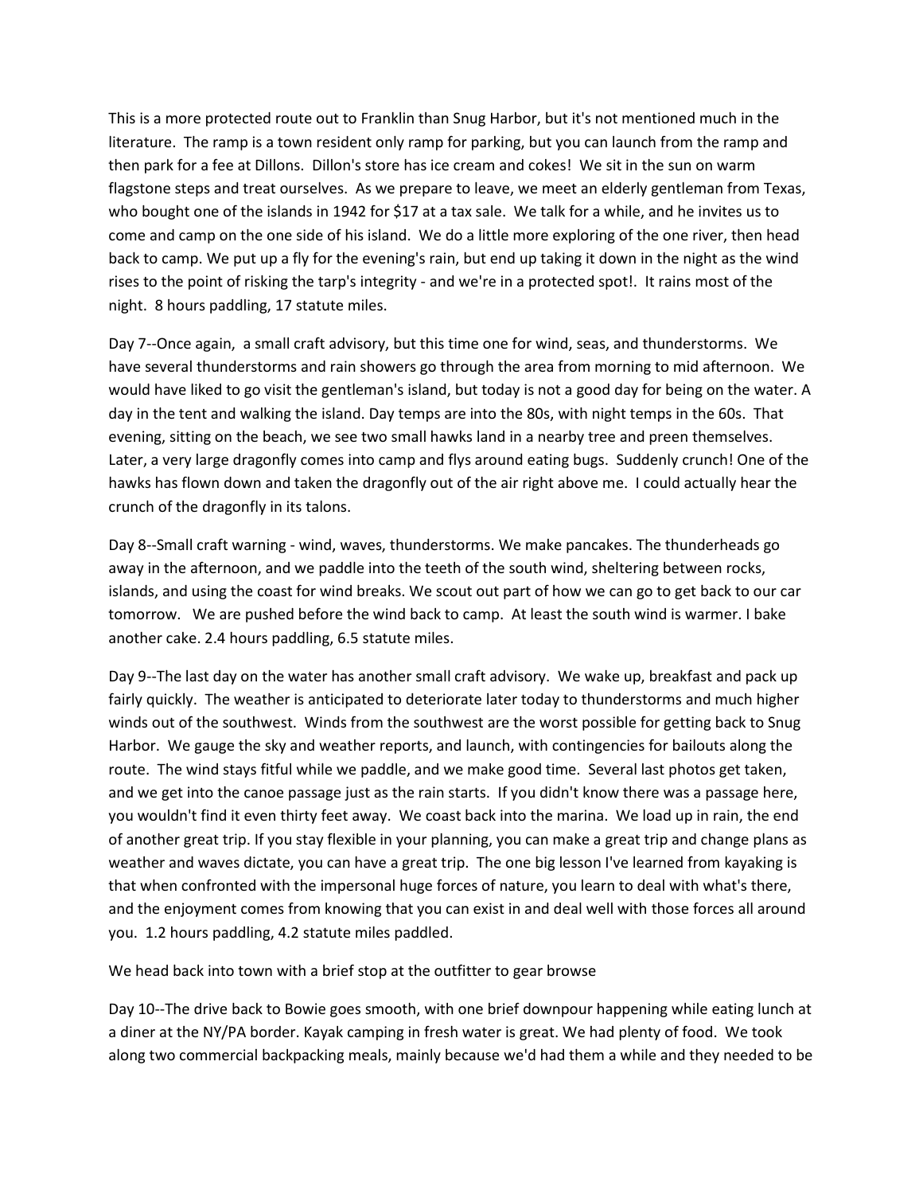This is a more protected route out to Franklin than Snug Harbor, but it's not mentioned much in the literature. The ramp is a town resident only ramp for parking, but you can launch from the ramp and then park for a fee at Dillons. Dillon's store has ice cream and cokes! We sit in the sun on warm flagstone steps and treat ourselves. As we prepare to leave, we meet an elderly gentleman from Texas, who bought one of the islands in 1942 for $17 at a tax sale. We talk for a while, and he invites us to come and camp on the one side of his island. We do a little more exploring of the one river, then head back to camp. We put up a fly for the evening's rain, but end up taking it down in the night as the wind rises to the point of risking the tarp's integrity - and we're in a protected spot!. It rains most of the night. 8 hours paddling, 17 statute miles.

Day 7--Once again, a small craft advisory, but this time one for wind, seas, and thunderstorms. We have several thunderstorms and rain showers go through the area from morning to mid afternoon. We would have liked to go visit the gentleman's island, but today is not a good day for being on the water. A day in the tent and walking the island. Day temps are into the 80s, with night temps in the 60s. That evening, sitting on the beach, we see two small hawks land in a nearby tree and preen themselves. Later, a very large dragonfly comes into camp and flys around eating bugs. Suddenly crunch! One of the hawks has flown down and taken the dragonfly out of the air right above me. I could actually hear the crunch of the dragonfly in its talons.

Day 8--Small craft warning - wind, waves, thunderstorms. We make pancakes. The thunderheads go away in the afternoon, and we paddle into the teeth of the south wind, sheltering between rocks, islands, and using the coast for wind breaks. We scout out part of how we can go to get back to our car tomorrow. We are pushed before the wind back to camp. At least the south wind is warmer. I bake another cake. 2.4 hours paddling, 6.5 statute miles.

Day 9--The last day on the water has another small craft advisory. We wake up, breakfast and pack up fairly quickly. The weather is anticipated to deteriorate later today to thunderstorms and much higher winds out of the southwest. Winds from the southwest are the worst possible for getting back to Snug Harbor. We gauge the sky and weather reports, and launch, with contingencies for bailouts along the route. The wind stays fitful while we paddle, and we make good time. Several last photos get taken, and we get into the canoe passage just as the rain starts. If you didn't know there was a passage here, you wouldn't find it even thirty feet away. We coast back into the marina. We load up in rain, the end of another great trip. If you stay flexible in your planning, you can make a great trip and change plans as weather and waves dictate, you can have a great trip. The one big lesson I've learned from kayaking is that when confronted with the impersonal huge forces of nature, you learn to deal with what's there, and the enjoyment comes from knowing that you can exist in and deal well with those forces all around you. 1.2 hours paddling, 4.2 statute miles paddled.

We head back into town with a brief stop at the outfitter to gear browse

Day 10--The drive back to Bowie goes smooth, with one brief downpour happening while eating lunch at a diner at the NY/PA border. Kayak camping in fresh water is great. We had plenty of food. We took along two commercial backpacking meals, mainly because we'd had them a while and they needed to be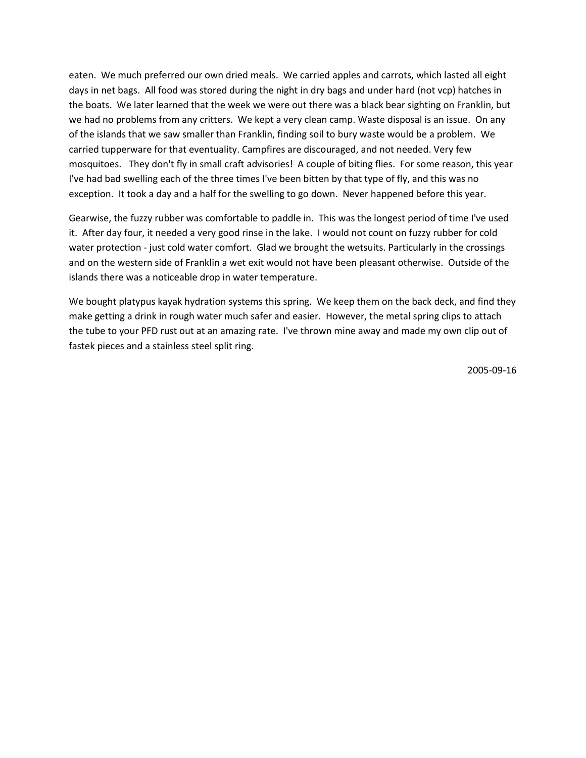eaten. We much preferred our own dried meals. We carried apples and carrots, which lasted all eight days in net bags. All food was stored during the night in dry bags and under hard (not vcp) hatches in the boats. We later learned that the week we were out there was a black bear sighting on Franklin, but we had no problems from any critters. We kept a very clean camp. Waste disposal is an issue. On any of the islands that we saw smaller than Franklin, finding soil to bury waste would be a problem. We carried tupperware for that eventuality. Campfires are discouraged, and not needed. Very few mosquitoes. They don't fly in small craft advisories! A couple of biting flies. For some reason, this year I've had bad swelling each of the three times I've been bitten by that type of fly, and this was no exception. It took a day and a half for the swelling to go down. Never happened before this year.

Gearwise, the fuzzy rubber was comfortable to paddle in. This was the longest period of time I've used it. After day four, it needed a very good rinse in the lake. I would not count on fuzzy rubber for cold water protection - just cold water comfort. Glad we brought the wetsuits. Particularly in the crossings and on the western side of Franklin a wet exit would not have been pleasant otherwise. Outside of the islands there was a noticeable drop in water temperature.

We bought platypus kayak hydration systems this spring. We keep them on the back deck, and find they make getting a drink in rough water much safer and easier. However, the metal spring clips to attach the tube to your PFD rust out at an amazing rate. I've thrown mine away and made my own clip out of fastek pieces and a stainless steel split ring.

2005-09-16